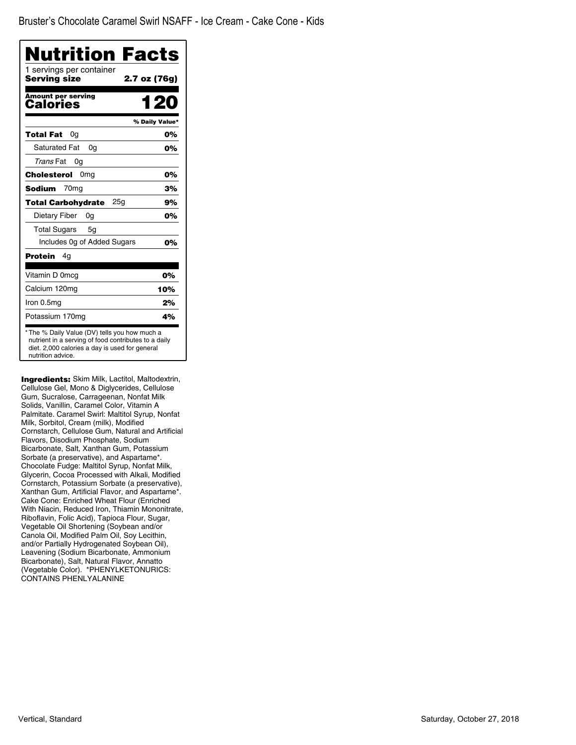Bruster's Chocolate Caramel Swirl NSAFF - Ice Cream - Cake Cone - Kids

# Nutrition Facts

1 servings per container

**Serving size** **2.7 oz (76g)**

**Amount per serving**

**Calories** **120**

| | % Daily Value* |
|---|---|
| **Total Fat** 0g | **0%** |
| Saturated Fat 0g | **0%** |
| *Trans* Fat 0g | |
| **Cholesterol** 0mg | **0%** |
| **Sodium** 70mg | **3%** |
| **Total Carbohydrate** 25g | **9%** |
| Dietary Fiber 0g | **0%** |
| Total Sugars 5g | |
| Includes 0g of Added Sugars | **0%** |
| **Protein** 4g | |
| Vitamin D 0mcg | **0%** |
| Calcium 120mg | **10%** |
| Iron 0.5mg | **2%** |
| Potassium 170mg | **4%** |

* The % Daily Value (DV) tells you how much a nutrient in a serving of food contributes to a daily diet. 2,000 calories a day is used for general nutrition advice.

**Ingredients:** Skim Milk, Lactitol, Maltodextrin, Cellulose Gel, Mono & Diglycerides, Cellulose Gum, Sucralose, Carrageenan, Nonfat Milk Solids, Vanillin, Caramel Color, Vitamin A Palmitate. Caramel Swirl: Maltitol Syrup, Nonfat Milk, Sorbitol, Cream (milk), Modified Cornstarch, Cellulose Gum, Natural and Artificial Flavors, Disodium Phosphate, Sodium Bicarbonate, Salt, Xanthan Gum, Potassium Sorbate (a preservative), and Aspartame*. Chocolate Fudge: Maltitol Syrup, Nonfat Milk, Glycerin, Cocoa Processed with Alkali, Modified Cornstarch, Potassium Sorbate (a preservative), Xanthan Gum, Artificial Flavor, and Aspartame*. Cake Cone: Enriched Wheat Flour (Enriched With Niacin, Reduced Iron, Thiamin Mononitrate, Riboflavin, Folic Acid), Tapioca Flour, Sugar, Vegetable Oil Shortening (Soybean and/or Canola Oil, Modified Palm Oil, Soy Lecithin, and/or Partially Hydrogenated Soybean Oil), Leavening (Sodium Bicarbonate, Ammonium Bicarbonate), Salt, Natural Flavor, Annatto (Vegetable Color). *PHENYLKETONURICS: CONTAINS PHENLYALANINE

Vertical, Standard

Saturday, October 27, 2018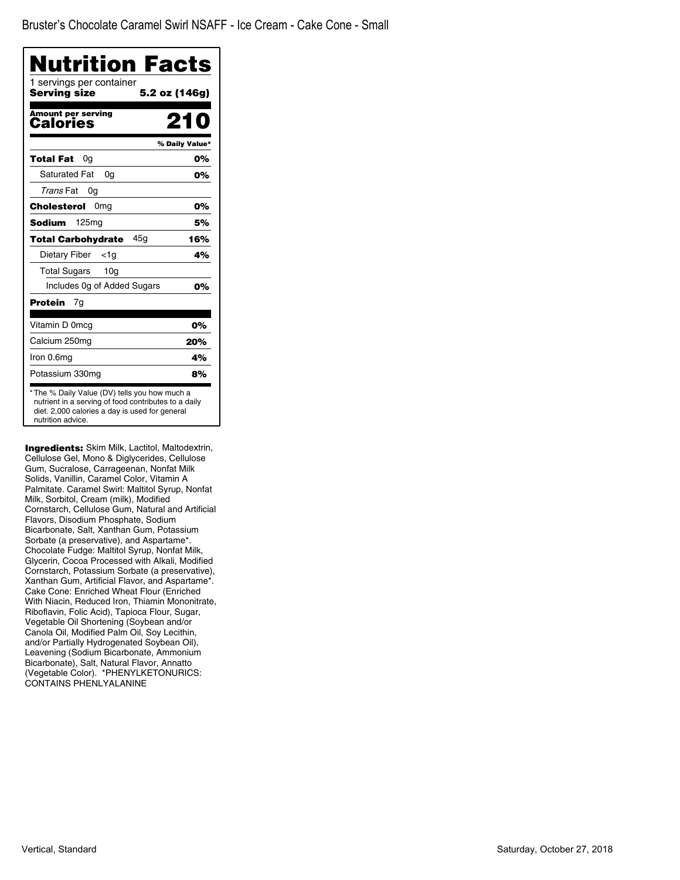Bruster's Chocolate Caramel Swirl NSAFF - Ice Cream - Cake Cone - Small

# Nutrition Facts

1 servings per container

**Serving size** **5.2 oz (146g)**

**Amount per serving**
**Calories** **210**

| | % Daily Value* |
|---|---|
| **Total Fat** 0g | **0%** |
| Saturated Fat 0g | **0%** |
| *Trans* Fat 0g | |
| **Cholesterol** 0mg | **0%** |
| **Sodium** 125mg | **5%** |
| **Total Carbohydrate** 45g | **16%** |
| Dietary Fiber <1g | **4%** |
| Total Sugars 10g | |
| Includes 0g of Added Sugars | **0%** |
| **Protein** 7g | |
| Vitamin D 0mcg | **0%** |
| Calcium 250mg | **20%** |
| Iron 0.6mg | **4%** |
| Potassium 330mg | **8%** |

* The % Daily Value (DV) tells you how much a nutrient in a serving of food contributes to a daily diet. 2,000 calories a day is used for general nutrition advice.

**Ingredients:** Skim Milk, Lactitol, Maltodextrin, Cellulose Gel, Mono & Diglycerides, Cellulose Gum, Sucralose, Carrageenan, Nonfat Milk Solids, Vanillin, Caramel Color, Vitamin A Palmitate. Caramel Swirl: Maltitol Syrup, Nonfat Milk, Sorbitol, Cream (milk), Modified Cornstarch, Cellulose Gum, Natural and Artificial Flavors, Disodium Phosphate, Sodium Bicarbonate, Salt, Xanthan Gum, Potassium Sorbate (a preservative), and Aspartame*. Chocolate Fudge: Maltitol Syrup, Nonfat Milk, Glycerin, Cocoa Processed with Alkali, Modified Cornstarch, Potassium Sorbate (a preservative), Xanthan Gum, Artificial Flavor, and Aspartame*. Cake Cone: Enriched Wheat Flour (Enriched With Niacin, Reduced Iron, Thiamin Mononitrate, Riboflavin, Folic Acid), Tapioca Flour, Sugar, Vegetable Oil Shortening (Soybean and/or Canola Oil, Modified Palm Oil, Soy Lecithin, and/or Partially Hydrogenated Soybean Oil), Leavening (Sodium Bicarbonate, Ammonium Bicarbonate), Salt, Natural Flavor, Annatto (Vegetable Color). *PHENYLKETONURICS: CONTAINS PHENLYALANINE

Vertical, Standard

Saturday, October 27, 2018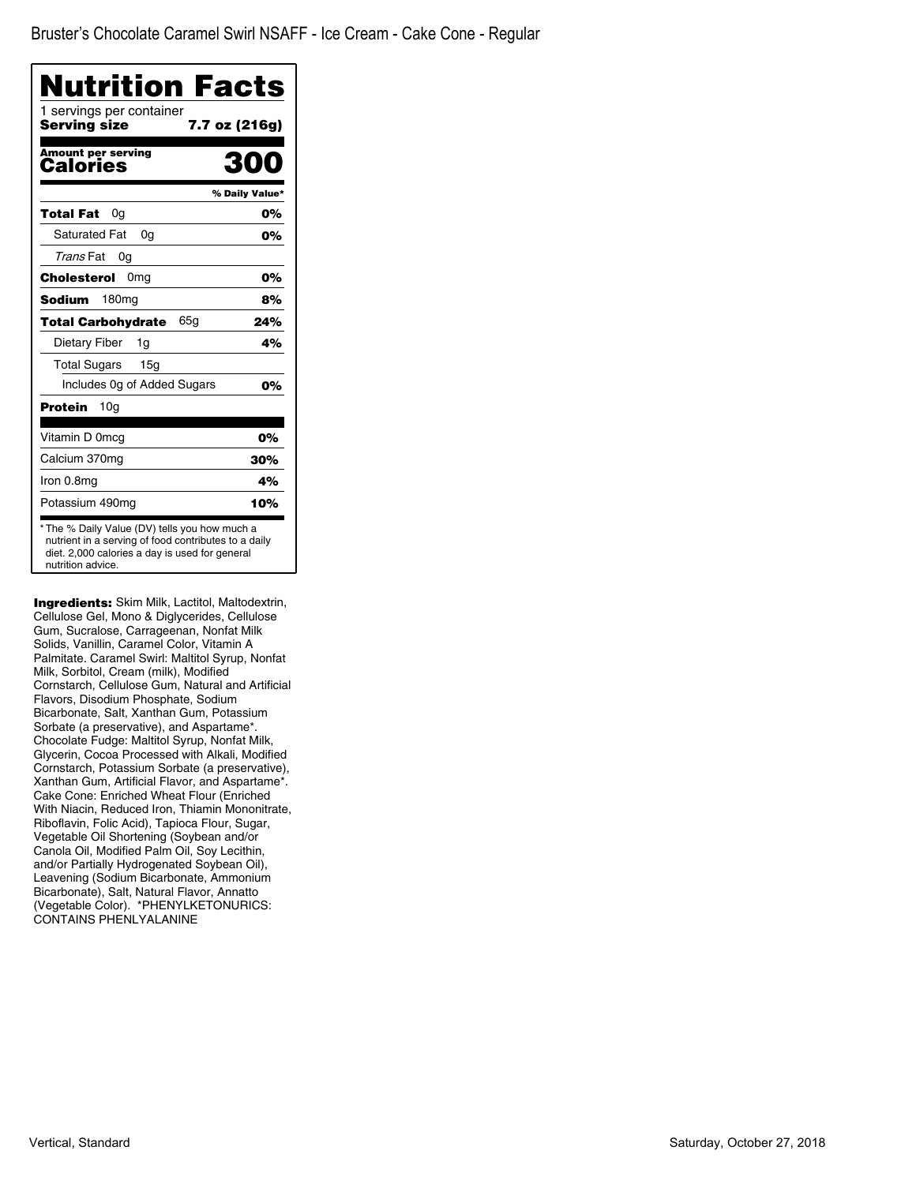Bruster's Chocolate Caramel Swirl NSAFF - Ice Cream - Cake Cone - Regular

# Nutrition Facts

1 servings per container

**Serving size** **7.7 oz (216g)**

**Amount per serving**

**Calories** **300**

| | % Daily Value* |
|---|---|
| **Total Fat** 0g | **0%** |
| Saturated Fat 0g | **0%** |
| *Trans* Fat 0g | |
| **Cholesterol** 0mg | **0%** |
| **Sodium** 180mg | **8%** |
| **Total Carbohydrate** 65g | **24%** |
| Dietary Fiber 1g | **4%** |
| Total Sugars 15g | |
| Includes 0g of Added Sugars | **0%** |
| **Protein** 10g | |
| Vitamin D 0mcg | **0%** |
| Calcium 370mg | **30%** |
| Iron 0.8mg | **4%** |
| Potassium 490mg | **10%** |

* The % Daily Value (DV) tells you how much a nutrient in a serving of food contributes to a daily diet. 2,000 calories a day is used for general nutrition advice.

**Ingredients:** Skim Milk, Lactitol, Maltodextrin, Cellulose Gel, Mono & Diglycerides, Cellulose Gum, Sucralose, Carrageenan, Nonfat Milk Solids, Vanillin, Caramel Color, Vitamin A Palmitate. Caramel Swirl: Maltitol Syrup, Nonfat Milk, Sorbitol, Cream (milk), Modified Cornstarch, Cellulose Gum, Natural and Artificial Flavors, Disodium Phosphate, Sodium Bicarbonate, Salt, Xanthan Gum, Potassium Sorbate (a preservative), and Aspartame*. Chocolate Fudge: Maltitol Syrup, Nonfat Milk, Glycerin, Cocoa Processed with Alkali, Modified Cornstarch, Potassium Sorbate (a preservative), Xanthan Gum, Artificial Flavor, and Aspartame*. Cake Cone: Enriched Wheat Flour (Enriched With Niacin, Reduced Iron, Thiamin Mononitrate, Riboflavin, Folic Acid), Tapioca Flour, Sugar, Vegetable Oil Shortening (Soybean and/or Canola Oil, Modified Palm Oil, Soy Lecithin, and/or Partially Hydrogenated Soybean Oil), Leavening (Sodium Bicarbonate, Ammonium Bicarbonate), Salt, Natural Flavor, Annatto (Vegetable Color). *PHENYLKETONURICS: CONTAINS PHENLYALANINE

Vertical, Standard

Saturday, October 27, 2018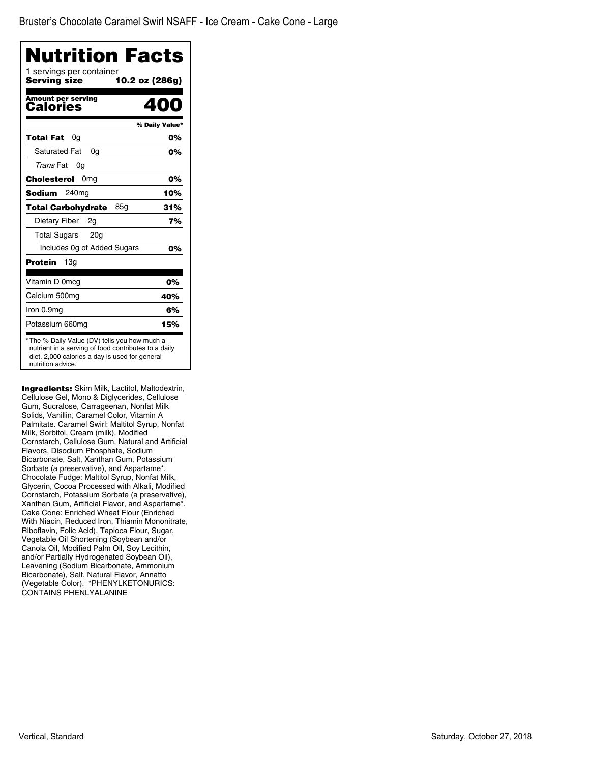Bruster's Chocolate Caramel Swirl NSAFF - Ice Cream - Cake Cone - Large

# Nutrition Facts

1 servings per container

**Serving size** **10.2 oz (286g)**

**Amount per serving**
**Calories** **400**

| | % Daily Value* |
|---|---|
| **Total Fat** 0g | **0%** |
| Saturated Fat 0g | **0%** |
| *Trans* Fat 0g | |
| **Cholesterol** 0mg | **0%** |
| **Sodium** 240mg | **10%** |
| **Total Carbohydrate** 85g | **31%** |
| Dietary Fiber 2g | **7%** |
| Total Sugars 20g | |
| Includes 0g of Added Sugars | **0%** |
| **Protein** 13g | |
| Vitamin D 0mcg | **0%** |
| Calcium 500mg | **40%** |
| Iron 0.9mg | **6%** |
| Potassium 660mg | **15%** |

* The % Daily Value (DV) tells you how much a nutrient in a serving of food contributes to a daily diet. 2,000 calories a day is used for general nutrition advice.

**Ingredients:** Skim Milk, Lactitol, Maltodextrin, Cellulose Gel, Mono & Diglycerides, Cellulose Gum, Sucralose, Carrageenan, Nonfat Milk Solids, Vanillin, Caramel Color, Vitamin A Palmitate. Caramel Swirl: Maltitol Syrup, Nonfat Milk, Sorbitol, Cream (milk), Modified Cornstarch, Cellulose Gum, Natural and Artificial Flavors, Disodium Phosphate, Sodium Bicarbonate, Salt, Xanthan Gum, Potassium Sorbate (a preservative), and Aspartame*. Chocolate Fudge: Maltitol Syrup, Nonfat Milk, Glycerin, Cocoa Processed with Alkali, Modified Cornstarch, Potassium Sorbate (a preservative), Xanthan Gum, Artificial Flavor, and Aspartame*. Cake Cone: Enriched Wheat Flour (Enriched With Niacin, Reduced Iron, Thiamin Mononitrate, Riboflavin, Folic Acid), Tapioca Flour, Sugar, Vegetable Oil Shortening (Soybean and/or Canola Oil, Modified Palm Oil, Soy Lecithin, and/or Partially Hydrogenated Soybean Oil), Leavening (Sodium Bicarbonate, Ammonium Bicarbonate), Salt, Natural Flavor, Annatto (Vegetable Color). *PHENYLKETONURICS: CONTAINS PHENLYALANINE

Vertical, Standard

Saturday, October 27, 2018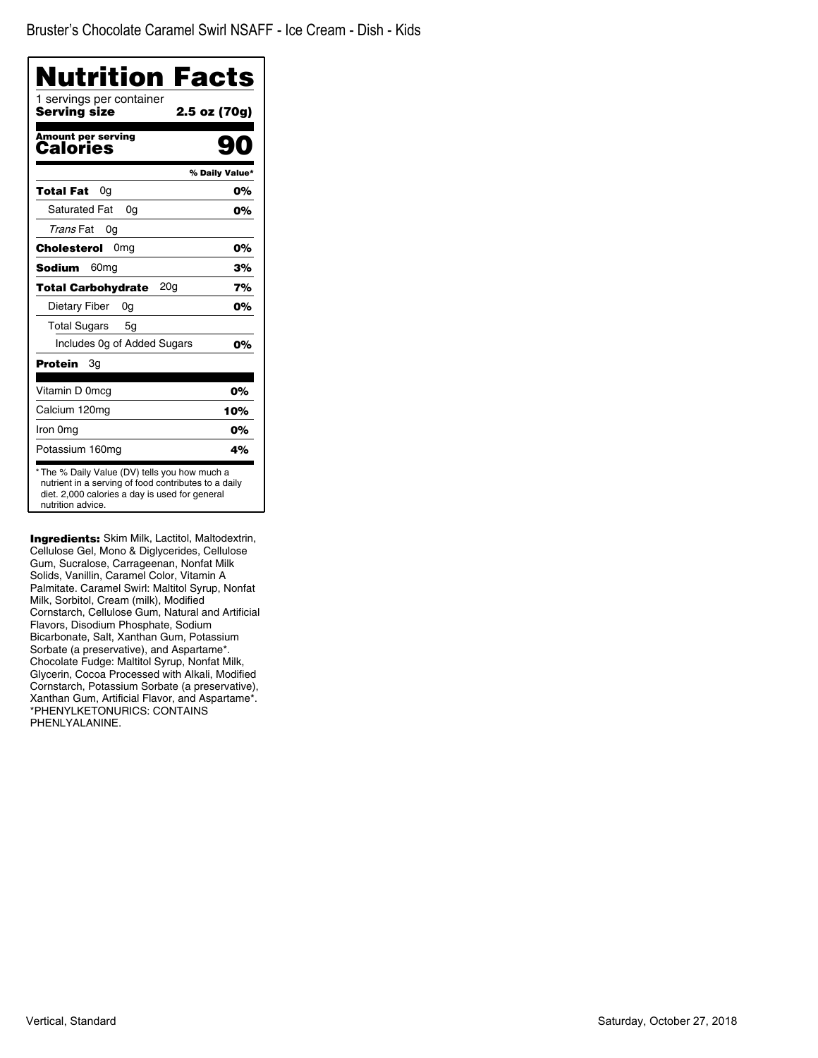Bruster's Chocolate Caramel Swirl NSAFF - Ice Cream - Dish - Kids

# Nutrition Facts

1 servings per container

**Serving size** **2.5 oz (70g)**

**Amount per serving**

**Calories** **90**

| | % Daily Value* |
|---|---|
| **Total Fat** 0g | **0%** |
| Saturated Fat 0g | **0%** |
| *Trans* Fat 0g | |
| **Cholesterol** 0mg | **0%** |
| **Sodium** 60mg | **3%** |
| **Total Carbohydrate** 20g | **7%** |
| Dietary Fiber 0g | **0%** |
| Total Sugars 5g | |
| Includes 0g of Added Sugars | **0%** |
| **Protein** 3g | |
| Vitamin D 0mcg | **0%** |
| Calcium 120mg | **10%** |
| Iron 0mg | **0%** |
| Potassium 160mg | **4%** |

* The % Daily Value (DV) tells you how much a nutrient in a serving of food contributes to a daily diet. 2,000 calories a day is used for general nutrition advice.

**Ingredients:** Skim Milk, Lactitol, Maltodextrin, Cellulose Gel, Mono & Diglycerides, Cellulose Gum, Sucralose, Carrageenan, Nonfat Milk Solids, Vanillin, Caramel Color, Vitamin A Palmitate. Caramel Swirl: Maltitol Syrup, Nonfat Milk, Sorbitol, Cream (milk), Modified Cornstarch, Cellulose Gum, Natural and Artificial Flavors, Disodium Phosphate, Sodium Bicarbonate, Salt, Xanthan Gum, Potassium Sorbate (a preservative), and Aspartame*. Chocolate Fudge: Maltitol Syrup, Nonfat Milk, Glycerin, Cocoa Processed with Alkali, Modified Cornstarch, Potassium Sorbate (a preservative), Xanthan Gum, Artificial Flavor, and Aspartame*. *PHENYLKETONURICS: CONTAINS PHENLYALANINE.

Vertical, Standard

Saturday, October 27, 2018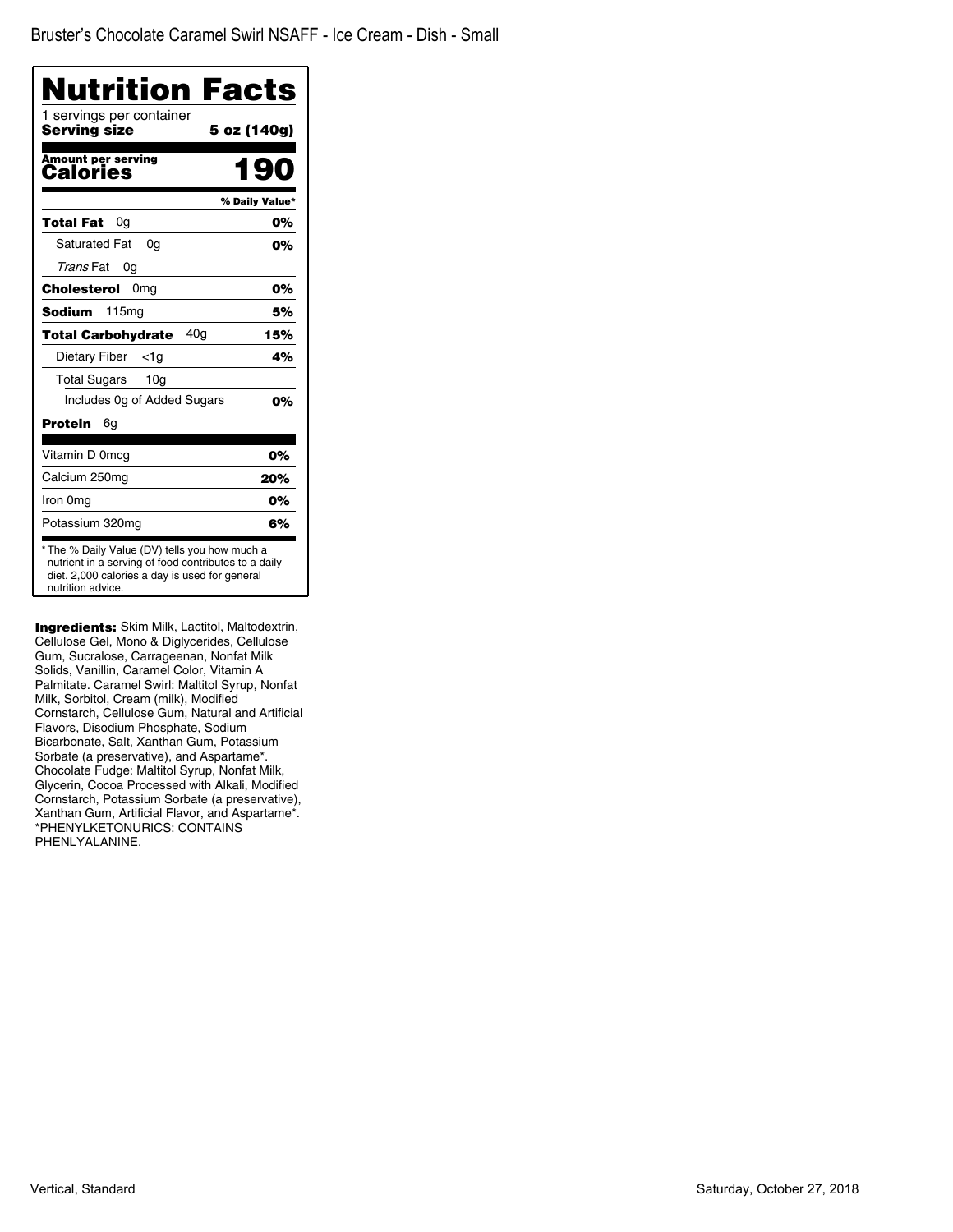Bruster's Chocolate Caramel Swirl NSAFF - Ice Cream - Dish - Small

# Nutrition Facts

1 servings per container
**Serving size** **5 oz (140g)**

**Amount per serving**
**Calories** **190**

| | % Daily Value* |
|---|---|
| **Total Fat** 0g | **0%** |
| Saturated Fat 0g | **0%** |
| *Trans* Fat 0g | |
| **Cholesterol** 0mg | **0%** |
| **Sodium** 115mg | **5%** |
| **Total Carbohydrate** 40g | **15%** |
| Dietary Fiber <1g | **4%** |
| Total Sugars 10g | |
| Includes 0g of Added Sugars | **0%** |
| **Protein** 6g | |
| Vitamin D 0mcg | **0%** |
| Calcium 250mg | **20%** |
| Iron 0mg | **0%** |
| Potassium 320mg | **6%** |

* The % Daily Value (DV) tells you how much a nutrient in a serving of food contributes to a daily diet. 2,000 calories a day is used for general nutrition advice.

**Ingredients:** Skim Milk, Lactitol, Maltodextrin, Cellulose Gel, Mono & Diglycerides, Cellulose Gum, Sucralose, Carrageenan, Nonfat Milk Solids, Vanillin, Caramel Color, Vitamin A Palmitate. Caramel Swirl: Maltitol Syrup, Nonfat Milk, Sorbitol, Cream (milk), Modified Cornstarch, Cellulose Gum, Natural and Artificial Flavors, Disodium Phosphate, Sodium Bicarbonate, Salt, Xanthan Gum, Potassium Sorbate (a preservative), and Aspartame*. Chocolate Fudge: Maltitol Syrup, Nonfat Milk, Glycerin, Cocoa Processed with Alkali, Modified Cornstarch, Potassium Sorbate (a preservative), Xanthan Gum, Artificial Flavor, and Aspartame*. *PHENYLKETONURICS: CONTAINS PHENLYALANINE.

Vertical, Standard

Saturday, October 27, 2018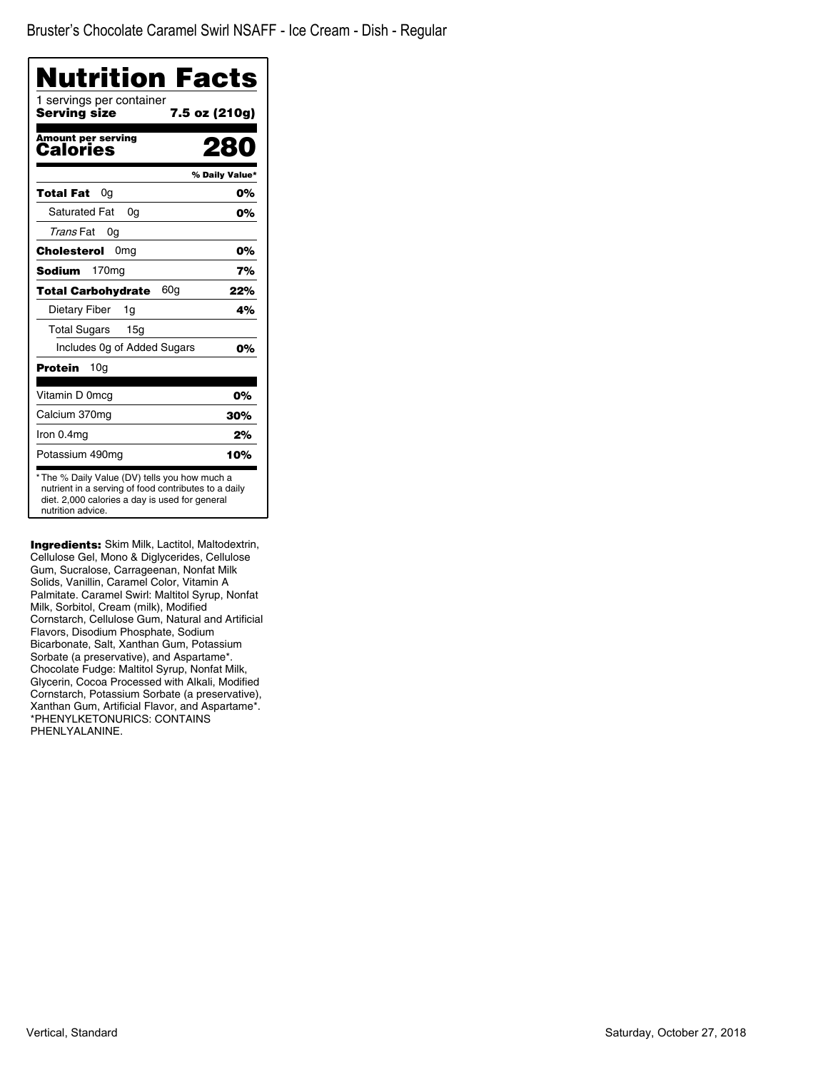Bruster's Chocolate Caramel Swirl NSAFF - Ice Cream - Dish - Regular

# Nutrition Facts

1 servings per container

**Serving size** **7.5 oz (210g)**

**Amount per serving**
**Calories** **280**

| | % Daily Value* |
|---|---|
| **Total Fat** 0g | **0%** |
| Saturated Fat 0g | **0%** |
| *Trans* Fat 0g | |
| **Cholesterol** 0mg | **0%** |
| **Sodium** 170mg | **7%** |
| **Total Carbohydrate** 60g | **22%** |
| Dietary Fiber 1g | **4%** |
| Total Sugars 15g | |
| Includes 0g of Added Sugars | **0%** |
| **Protein** 10g | |
| Vitamin D 0mcg | **0%** |
| Calcium 370mg | **30%** |
| Iron 0.4mg | **2%** |
| Potassium 490mg | **10%** |

* The % Daily Value (DV) tells you how much a nutrient in a serving of food contributes to a daily diet. 2,000 calories a day is used for general nutrition advice.

**Ingredients:** Skim Milk, Lactitol, Maltodextrin, Cellulose Gel, Mono & Diglycerides, Cellulose Gum, Sucralose, Carrageenan, Nonfat Milk Solids, Vanillin, Caramel Color, Vitamin A Palmitate. Caramel Swirl: Maltitol Syrup, Nonfat Milk, Sorbitol, Cream (milk), Modified Cornstarch, Cellulose Gum, Natural and Artificial Flavors, Disodium Phosphate, Sodium Bicarbonate, Salt, Xanthan Gum, Potassium Sorbate (a preservative), and Aspartame*. Chocolate Fudge: Maltitol Syrup, Nonfat Milk, Glycerin, Cocoa Processed with Alkali, Modified Cornstarch, Potassium Sorbate (a preservative), Xanthan Gum, Artificial Flavor, and Aspartame*. *PHENYLKETONURICS: CONTAINS PHENYLALANINE.

Vertical, Standard

Saturday, October 27, 2018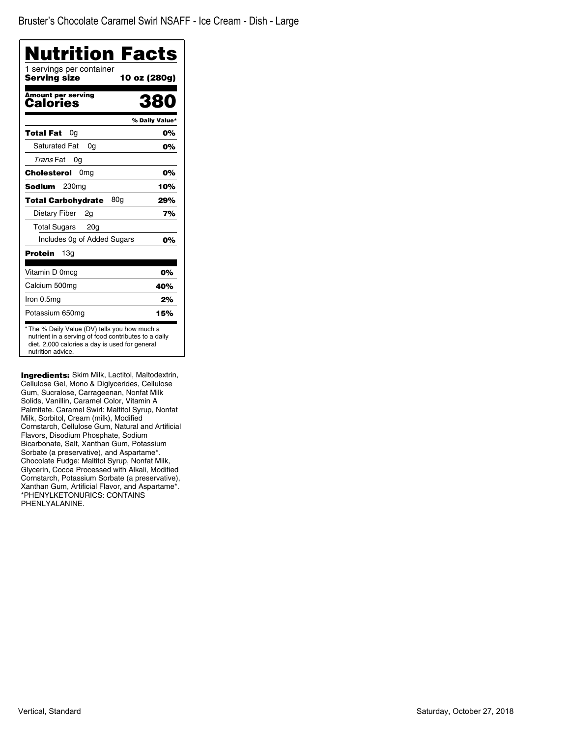Bruster's Chocolate Caramel Swirl NSAFF - Ice Cream - Dish - Large

# Nutrition Facts

1 servings per container

**Serving size** **10 oz (280g)**

**Amount per serving**

**Calories** **380**

| | % Daily Value* |
|---|---|
| **Total Fat** 0g | **0%** |
| Saturated Fat 0g | **0%** |
| *Trans* Fat 0g | |
| **Cholesterol** 0mg | **0%** |
| **Sodium** 230mg | **10%** |
| **Total Carbohydrate** 80g | **29%** |
| Dietary Fiber 2g | **7%** |
| Total Sugars 20g | |
| Includes 0g of Added Sugars | **0%** |
| **Protein** 13g | |
| Vitamin D 0mcg | **0%** |
| Calcium 500mg | **40%** |
| Iron 0.5mg | **2%** |
| Potassium 650mg | **15%** |

* The % Daily Value (DV) tells you how much a nutrient in a serving of food contributes to a daily diet. 2,000 calories a day is used for general nutrition advice.

**Ingredients:** Skim Milk, Lactitol, Maltodextrin, Cellulose Gel, Mono & Diglycerides, Cellulose Gum, Sucralose, Carrageenan, Nonfat Milk Solids, Vanillin, Caramel Color, Vitamin A Palmitate. Caramel Swirl: Maltitol Syrup, Nonfat Milk, Sorbitol, Cream (milk), Modified Cornstarch, Cellulose Gum, Natural and Artificial Flavors, Disodium Phosphate, Sodium Bicarbonate, Salt, Xanthan Gum, Potassium Sorbate (a preservative), and Aspartame*. Chocolate Fudge: Maltitol Syrup, Nonfat Milk, Glycerin, Cocoa Processed with Alkali, Modified Cornstarch, Potassium Sorbate (a preservative), Xanthan Gum, Artificial Flavor, and Aspartame*. *PHENYLKETONURICS: CONTAINS PHENLYALANINE.

Vertical, Standard

Saturday, October 27, 2018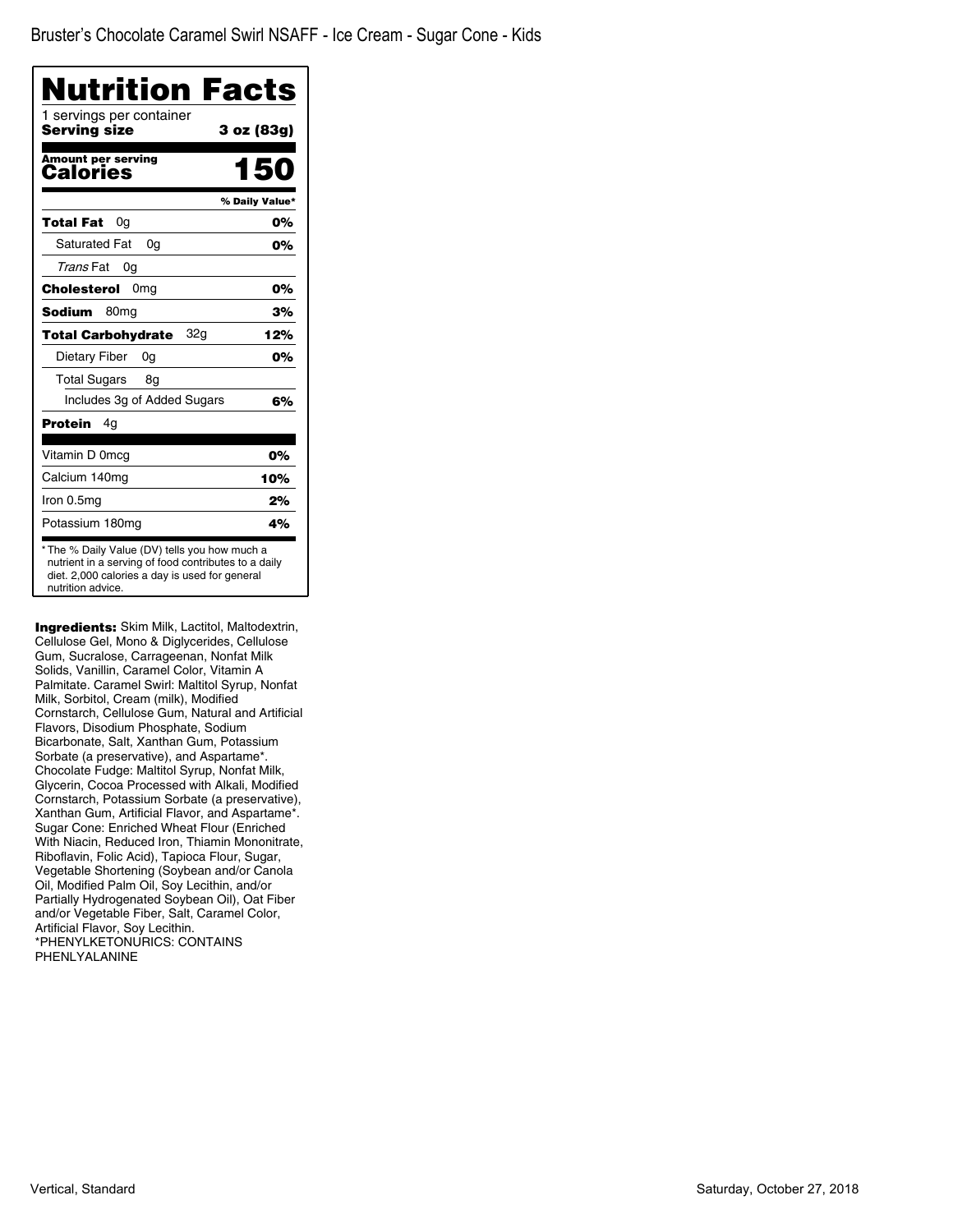Bruster's Chocolate Caramel Swirl NSAFF - Ice Cream - Sugar Cone - Kids

# Nutrition Facts

1 servings per container

**Serving size** **3 oz (83g)**

**Amount per serving**
**Calories** **150**

| | % Daily Value* |
|---|---|
| **Total Fat** 0g | **0%** |
| Saturated Fat 0g | **0%** |
| *Trans* Fat 0g | |
| **Cholesterol** 0mg | **0%** |
| **Sodium** 80mg | **3%** |
| **Total Carbohydrate** 32g | **12%** |
| Dietary Fiber 0g | **0%** |
| Total Sugars 8g | |
| Includes 3g of Added Sugars | **6%** |
| **Protein** 4g | |
| Vitamin D 0mcg | **0%** |
| Calcium 140mg | **10%** |
| Iron 0.5mg | **2%** |
| Potassium 180mg | **4%** |

* The % Daily Value (DV) tells you how much a nutrient in a serving of food contributes to a daily diet. 2,000 calories a day is used for general nutrition advice.

**Ingredients:** Skim Milk, Lactitol, Maltodextrin, Cellulose Gel, Mono & Diglycerides, Cellulose Gum, Sucralose, Carrageenan, Nonfat Milk Solids, Vanillin, Caramel Color, Vitamin A Palmitate. Caramel Swirl: Maltitol Syrup, Nonfat Milk, Sorbitol, Cream (milk), Modified Cornstarch, Cellulose Gum, Natural and Artificial Flavors, Disodium Phosphate, Sodium Bicarbonate, Salt, Xanthan Gum, Potassium Sorbate (a preservative), and Aspartame*. Chocolate Fudge: Maltitol Syrup, Nonfat Milk, Glycerin, Cocoa Processed with Alkali, Modified Cornstarch, Potassium Sorbate (a preservative), Xanthan Gum, Artificial Flavor, and Aspartame*. Sugar Cone: Enriched Wheat Flour (Enriched With Niacin, Reduced Iron, Thiamin Mononitrate, Riboflavin, Folic Acid), Tapioca Flour, Sugar, Vegetable Shortening (Soybean and/or Canola Oil, Modified Palm Oil, Soy Lecithin, and/or Partially Hydrogenated Soybean Oil), Oat Fiber and/or Vegetable Fiber, Salt, Caramel Color, Artificial Flavor, Soy Lecithin.
*PHENYLKETONURICS: CONTAINS PHENLYALANINE

Vertical, Standard

Saturday, October 27, 2018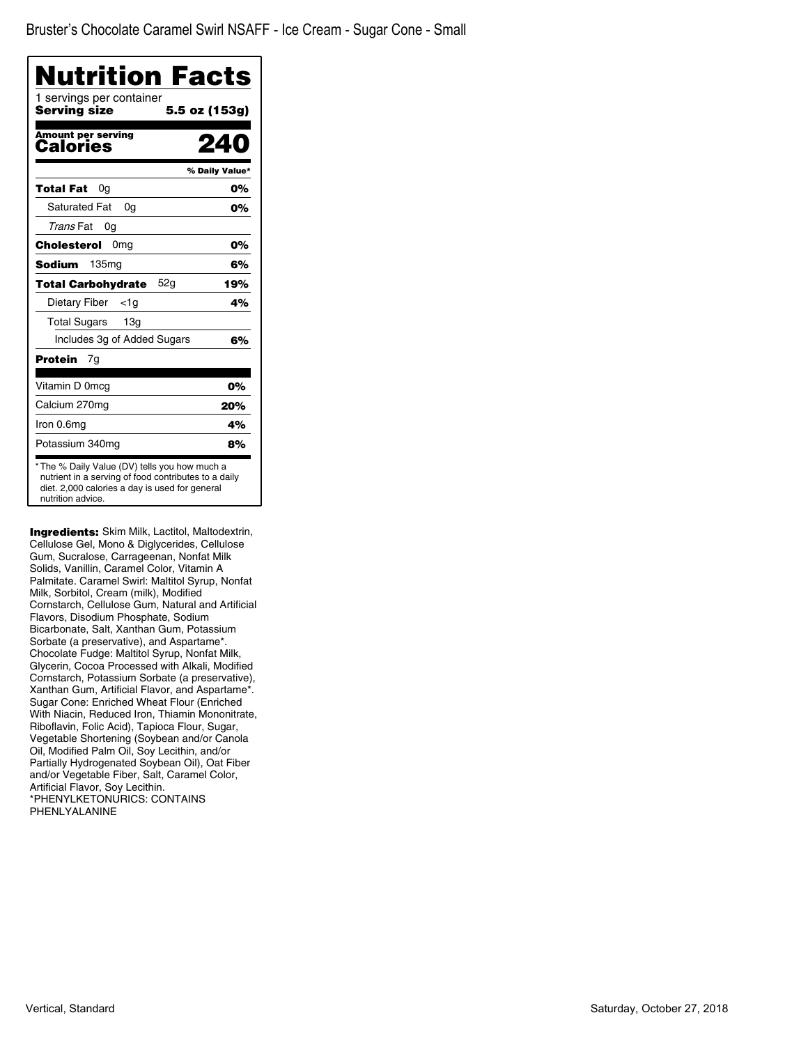Bruster's Chocolate Caramel Swirl NSAFF - Ice Cream - Sugar Cone - Small

# Nutrition Facts

1 servings per container

**Serving size** **5.5 oz (153g)**

**Amount per serving**

**Calories** **240**

| | % Daily Value* |
|---|---|
| **Total Fat** 0g | **0%** |
| Saturated Fat 0g | **0%** |
| *Trans* Fat 0g | |
| **Cholesterol** 0mg | **0%** |
| **Sodium** 135mg | **6%** |
| **Total Carbohydrate** 52g | **19%** |
| Dietary Fiber <1g | **4%** |
| Total Sugars 13g | |
| Includes 3g of Added Sugars | **6%** |
| **Protein** 7g | |
| Vitamin D 0mcg | **0%** |
| Calcium 270mg | **20%** |
| Iron 0.6mg | **4%** |
| Potassium 340mg | **8%** |

* The % Daily Value (DV) tells you how much a nutrient in a serving of food contributes to a daily diet. 2,000 calories a day is used for general nutrition advice.

**Ingredients:** Skim Milk, Lactitol, Maltodextrin, Cellulose Gel, Mono & Diglycerides, Cellulose Gum, Sucralose, Carrageenan, Nonfat Milk Solids, Vanillin, Caramel Color, Vitamin A Palmitate. Caramel Swirl: Maltitol Syrup, Nonfat Milk, Sorbitol, Cream (milk), Modified Cornstarch, Cellulose Gum, Natural and Artificial Flavors, Disodium Phosphate, Sodium Bicarbonate, Salt, Xanthan Gum, Potassium Sorbate (a preservative), and Aspartame*. Chocolate Fudge: Maltitol Syrup, Nonfat Milk, Glycerin, Cocoa Processed with Alkali, Modified Cornstarch, Potassium Sorbate (a preservative), Xanthan Gum, Artificial Flavor, and Aspartame*. Sugar Cone: Enriched Wheat Flour (Enriched With Niacin, Reduced Iron, Thiamin Mononitrate, Riboflavin, Folic Acid), Tapioca Flour, Sugar, Vegetable Shortening (Soybean and/or Canola Oil, Modified Palm Oil, Soy Lecithin, and/or Partially Hydrogenated Soybean Oil), Oat Fiber and/or Vegetable Fiber, Salt, Caramel Color, Artificial Flavor, Soy Lecithin.
*PHENYLKETONURICS: CONTAINS PHENLYALANINE

Vertical, Standard

Saturday, October 27, 2018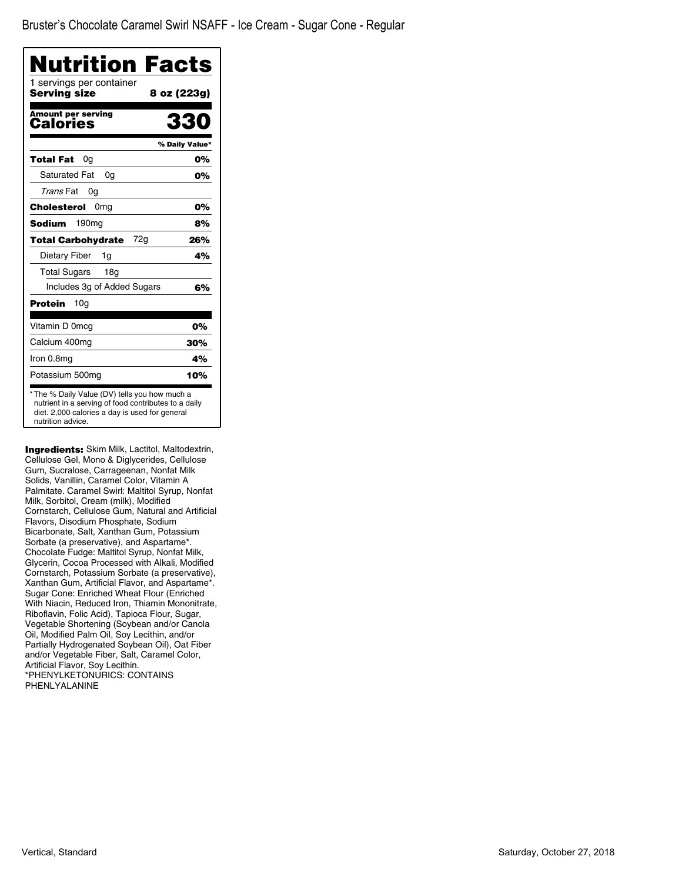Bruster's Chocolate Caramel Swirl NSAFF - Ice Cream - Sugar Cone - Regular

# Nutrition Facts

1 servings per container

**Serving size** **8 oz (223g)**

**Amount per serving**

**Calories** **330**

| | % Daily Value* |
|---|---|
| **Total Fat** 0g | **0%** |
| Saturated Fat 0g | **0%** |
| *Trans* Fat 0g | |
| **Cholesterol** 0mg | **0%** |
| **Sodium** 190mg | **8%** |
| **Total Carbohydrate** 72g | **26%** |
| Dietary Fiber 1g | **4%** |
| Total Sugars 18g | |
| Includes 3g of Added Sugars | **6%** |
| **Protein** 10g | |
| Vitamin D 0mcg | **0%** |
| Calcium 400mg | **30%** |
| Iron 0.8mg | **4%** |
| Potassium 500mg | **10%** |

* The % Daily Value (DV) tells you how much a nutrient in a serving of food contributes to a daily diet. 2,000 calories a day is used for general nutrition advice.

**Ingredients:** Skim Milk, Lactitol, Maltodextrin, Cellulose Gel, Mono & Diglycerides, Cellulose Gum, Sucralose, Carrageenan, Nonfat Milk Solids, Vanillin, Caramel Color, Vitamin A Palmitate. Caramel Swirl: Maltitol Syrup, Nonfat Milk, Sorbitol, Cream (milk), Modified Cornstarch, Cellulose Gum, Natural and Artificial Flavors, Disodium Phosphate, Sodium Bicarbonate, Salt, Xanthan Gum, Potassium Sorbate (a preservative), and Aspartame*. Chocolate Fudge: Maltitol Syrup, Nonfat Milk, Glycerin, Cocoa Processed with Alkali, Modified Cornstarch, Potassium Sorbate (a preservative), Xanthan Gum, Artificial Flavor, and Aspartame*. Sugar Cone: Enriched Wheat Flour (Enriched With Niacin, Reduced Iron, Thiamin Mononitrate, Riboflavin, Folic Acid), Tapioca Flour, Sugar, Vegetable Shortening (Soybean and/or Canola Oil, Modified Palm Oil, Soy Lecithin, and/or Partially Hydrogenated Soybean Oil), Oat Fiber and/or Vegetable Fiber, Salt, Caramel Color, Artificial Flavor, Soy Lecithin.
*PHENYLKETONURICS: CONTAINS PHENLYALANINE

Vertical, Standard

Saturday, October 27, 2018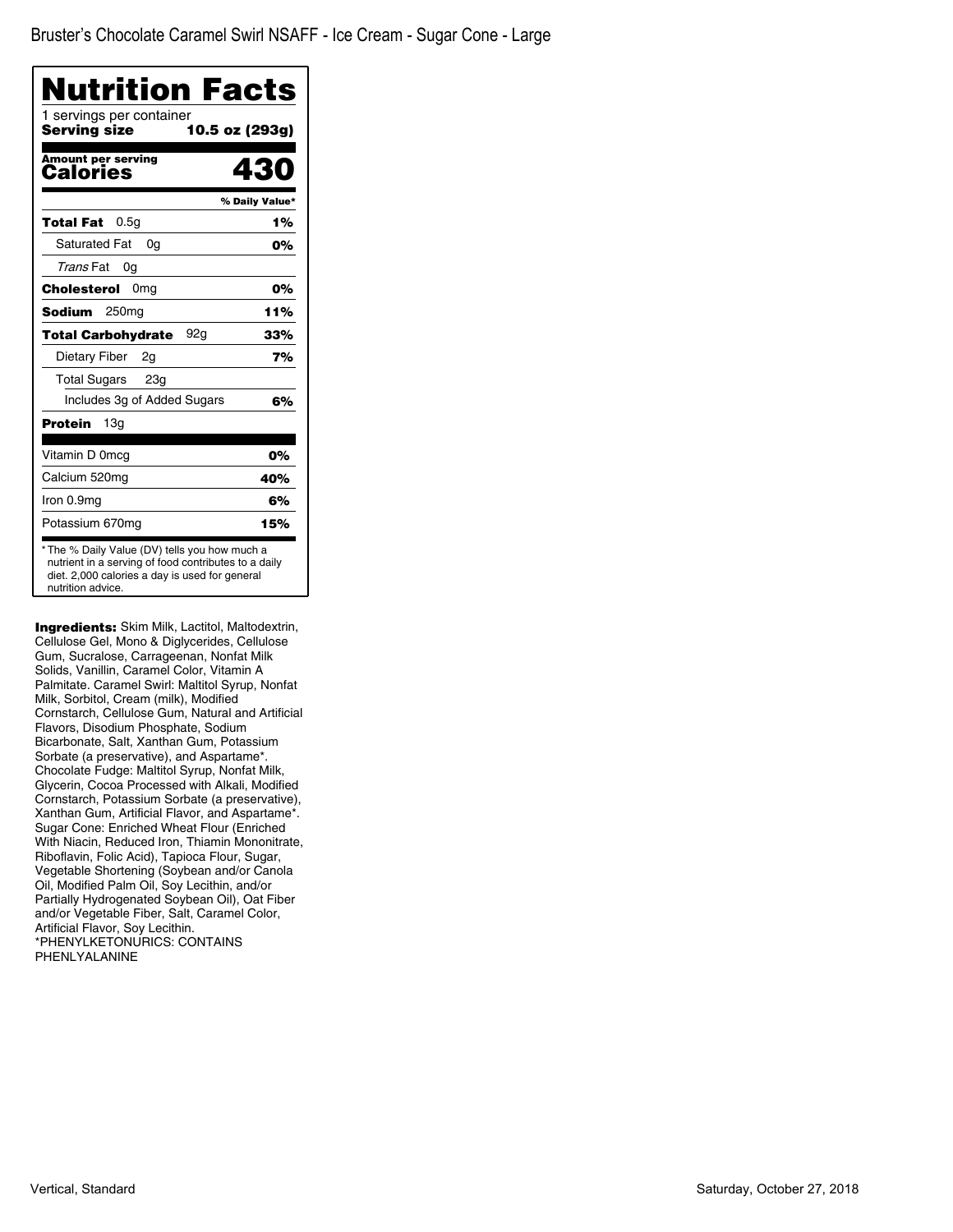Bruster's Chocolate Caramel Swirl NSAFF - Ice Cream - Sugar Cone - Large

# Nutrition Facts

1 servings per container
**Serving size** **10.5 oz (293g)**

**Amount per serving**
**Calories** **430**

| | % Daily Value* |
|---|---|
| **Total Fat** 0.5g | **1%** |
| Saturated Fat 0g | **0%** |
| *Trans* Fat 0g | |
| **Cholesterol** 0mg | **0%** |
| **Sodium** 250mg | **11%** |
| **Total Carbohydrate** 92g | **33%** |
| Dietary Fiber 2g | **7%** |
| Total Sugars 23g | |
| Includes 3g of Added Sugars | **6%** |
| **Protein** 13g | |
| Vitamin D 0mcg | **0%** |
| Calcium 520mg | **40%** |
| Iron 0.9mg | **6%** |
| Potassium 670mg | **15%** |

* The % Daily Value (DV) tells you how much a nutrient in a serving of food contributes to a daily diet. 2,000 calories a day is used for general nutrition advice.

**Ingredients:** Skim Milk, Lactitol, Maltodextrin, Cellulose Gel, Mono & Diglycerides, Cellulose Gum, Sucralose, Carrageenan, Nonfat Milk Solids, Vanillin, Caramel Color, Vitamin A Palmitate. Caramel Swirl: Maltitol Syrup, Nonfat Milk, Sorbitol, Cream (milk), Modified Cornstarch, Cellulose Gum, Natural and Artificial Flavors, Disodium Phosphate, Sodium Bicarbonate, Salt, Xanthan Gum, Potassium Sorbate (a preservative), and Aspartame*. Chocolate Fudge: Maltitol Syrup, Nonfat Milk, Glycerin, Cocoa Processed with Alkali, Modified Cornstarch, Potassium Sorbate (a preservative), Xanthan Gum, Artificial Flavor, and Aspartame*. Sugar Cone: Enriched Wheat Flour (Enriched With Niacin, Reduced Iron, Thiamin Mononitrate, Riboflavin, Folic Acid), Tapioca Flour, Sugar, Vegetable Shortening (Soybean and/or Canola Oil, Modified Palm Oil, Soy Lecithin, and/or Partially Hydrogenated Soybean Oil), Oat Fiber and/or Vegetable Fiber, Salt, Caramel Color, Artificial Flavor, Soy Lecithin.
*PHENYLKETONURICS: CONTAINS PHENLYALANINE

Vertical, Standard

Saturday, October 27, 2018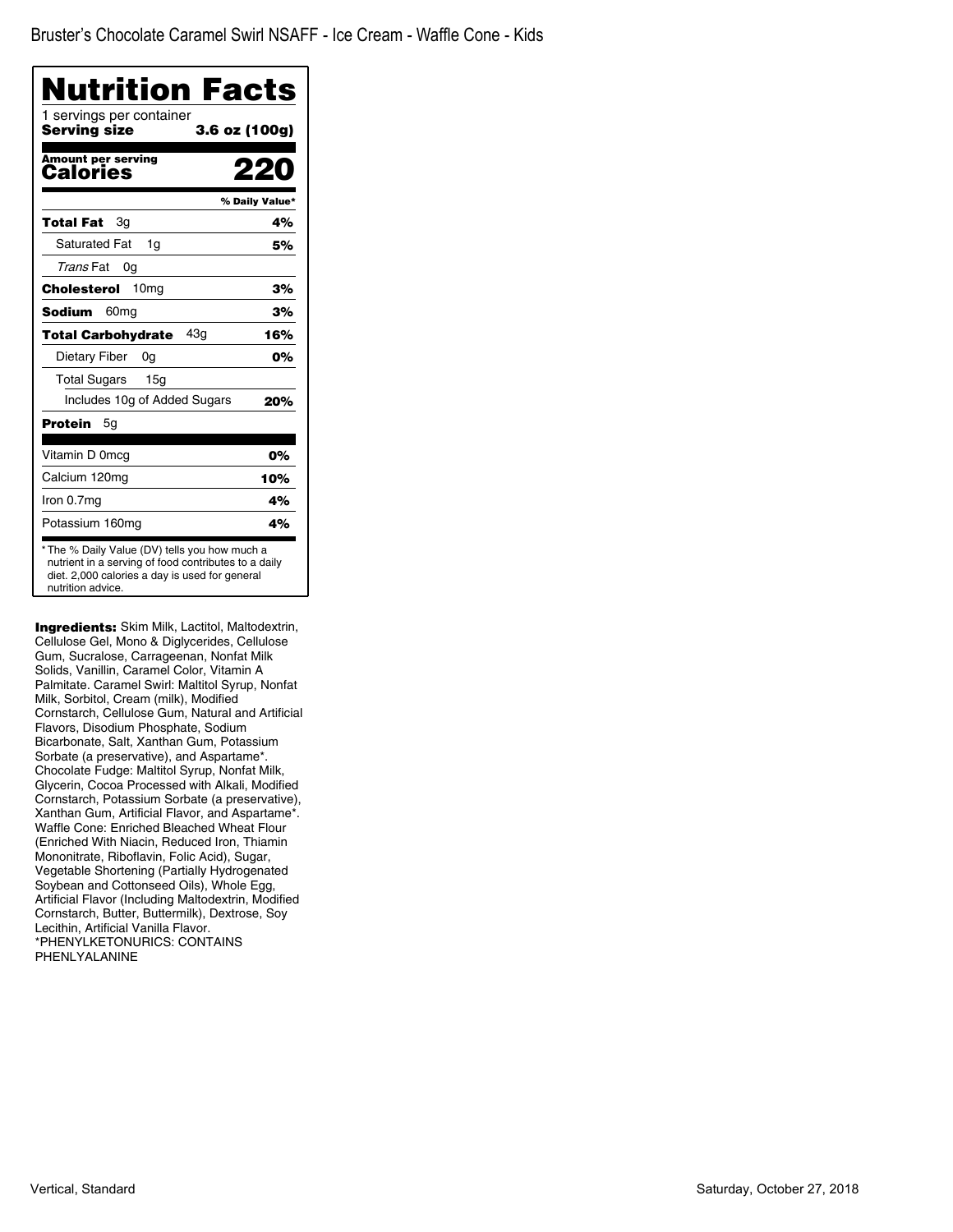Bruster's Chocolate Caramel Swirl NSAFF - Ice Cream - Waffle Cone - Kids

# Nutrition Facts

1 servings per container

**Serving size** **3.6 oz (100g)**

**Amount per serving**

**Calories** **220**

| | % Daily Value* |
|---|---|
| **Total Fat** 3g | **4%** |
| Saturated Fat 1g | **5%** |
| *Trans* Fat 0g | |
| **Cholesterol** 10mg | **3%** |
| **Sodium** 60mg | **3%** |
| **Total Carbohydrate** 43g | **16%** |
| Dietary Fiber 0g | **0%** |
| Total Sugars 15g | |
| Includes 10g of Added Sugars | **20%** |
| **Protein** 5g | |
| Vitamin D 0mcg | **0%** |
| Calcium 120mg | **10%** |
| Iron 0.7mg | **4%** |
| Potassium 160mg | **4%** |

* The % Daily Value (DV) tells you how much a nutrient in a serving of food contributes to a daily diet. 2,000 calories a day is used for general nutrition advice.

**Ingredients:** Skim Milk, Lactitol, Maltodextrin, Cellulose Gel, Mono & Diglycerides, Cellulose Gum, Sucralose, Carrageenan, Nonfat Milk Solids, Vanillin, Caramel Color, Vitamin A Palmitate. Caramel Swirl: Maltitol Syrup, Nonfat Milk, Sorbitol, Cream (milk), Modified Cornstarch, Cellulose Gum, Natural and Artificial Flavors, Disodium Phosphate, Sodium Bicarbonate, Salt, Xanthan Gum, Potassium Sorbate (a preservative), and Aspartame*. Chocolate Fudge: Maltitol Syrup, Nonfat Milk, Glycerin, Cocoa Processed with Alkali, Modified Cornstarch, Potassium Sorbate (a preservative), Xanthan Gum, Artificial Flavor, and Aspartame*. Waffle Cone: Enriched Bleached Wheat Flour (Enriched With Niacin, Reduced Iron, Thiamin Mononitrate, Riboflavin, Folic Acid), Sugar, Vegetable Shortening (Partially Hydrogenated Soybean and Cottonseed Oils), Whole Egg, Artificial Flavor (Including Maltodextrin, Modified Cornstarch, Butter, Buttermilk), Dextrose, Soy Lecithin, Artificial Vanilla Flavor. *PHENYLKETONURICS: CONTAINS PHENLYALANINE

Vertical, Standard

Saturday, October 27, 2018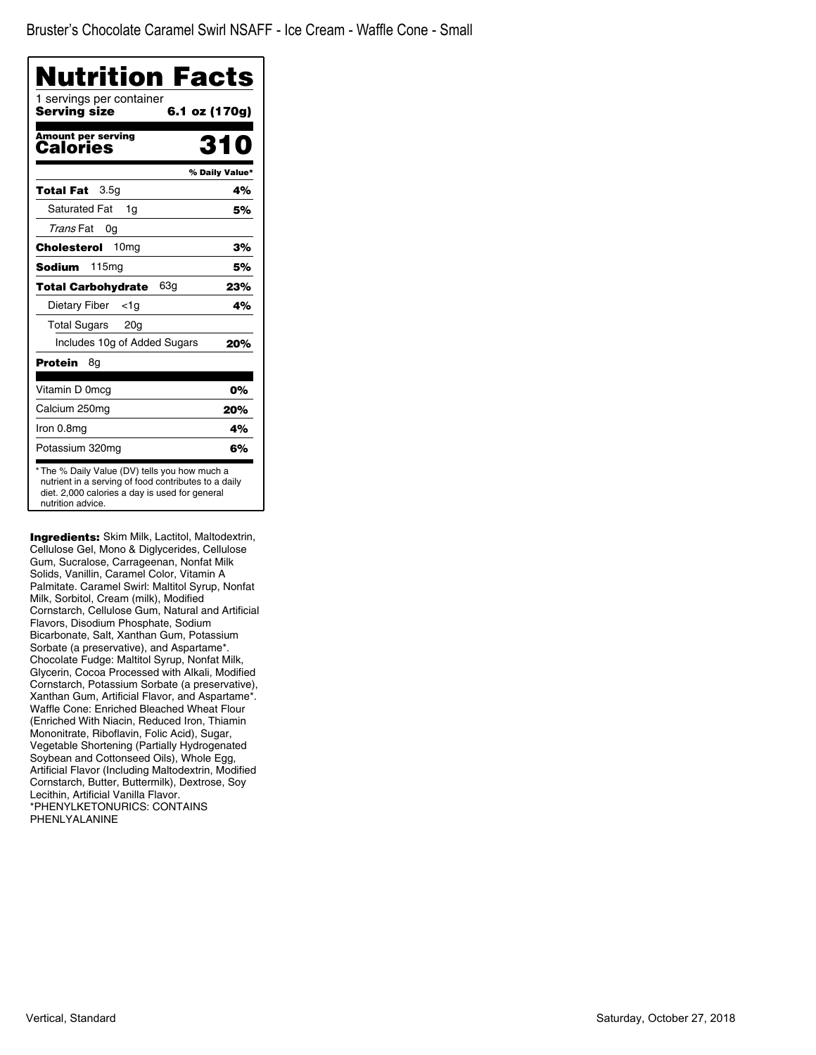Bruster's Chocolate Caramel Swirl NSAFF - Ice Cream - Waffle Cone - Small

# Nutrition Facts

1 servings per container

**Serving size** **6.1 oz (170g)**

**Amount per serving**
**Calories** **310**

| | % Daily Value* |
|---|---|
| **Total Fat** 3.5g | **4%** |
| Saturated Fat 1g | **5%** |
| *Trans* Fat 0g | |
| **Cholesterol** 10mg | **3%** |
| **Sodium** 115mg | **5%** |
| **Total Carbohydrate** 63g | **23%** |
| Dietary Fiber <1g | **4%** |
| Total Sugars 20g | |
| Includes 10g of Added Sugars | **20%** |
| **Protein** 8g | |
| Vitamin D 0mcg | **0%** |
| Calcium 250mg | **20%** |
| Iron 0.8mg | **4%** |
| Potassium 320mg | **6%** |

\* The % Daily Value (DV) tells you how much a nutrient in a serving of food contributes to a daily diet. 2,000 calories a day is used for general nutrition advice.

**Ingredients:** Skim Milk, Lactitol, Maltodextrin, Cellulose Gel, Mono & Diglycerides, Cellulose Gum, Sucralose, Carrageenan, Nonfat Milk Solids, Vanillin, Caramel Color, Vitamin A Palmitate. Caramel Swirl: Maltitol Syrup, Nonfat Milk, Sorbitol, Cream (milk), Modified Cornstarch, Cellulose Gum, Natural and Artificial Flavors, Disodium Phosphate, Sodium Bicarbonate, Salt, Xanthan Gum, Potassium Sorbate (a preservative), and Aspartame*. Chocolate Fudge: Maltitol Syrup, Nonfat Milk, Glycerin, Cocoa Processed with Alkali, Modified Cornstarch, Potassium Sorbate (a preservative), Xanthan Gum, Artificial Flavor, and Aspartame*. Waffle Cone: Enriched Bleached Wheat Flour (Enriched With Niacin, Reduced Iron, Thiamin Mononitrate, Riboflavin, Folic Acid), Sugar, Vegetable Shortening (Partially Hydrogenated Soybean and Cottonseed Oils), Whole Egg, Artificial Flavor (Including Maltodextrin, Modified Cornstarch, Butter, Buttermilk), Dextrose, Soy Lecithin, Artificial Vanilla Flavor.
*PHENYLKETONURICS: CONTAINS PHENLYALANINE

Vertical, Standard

Saturday, October 27, 2018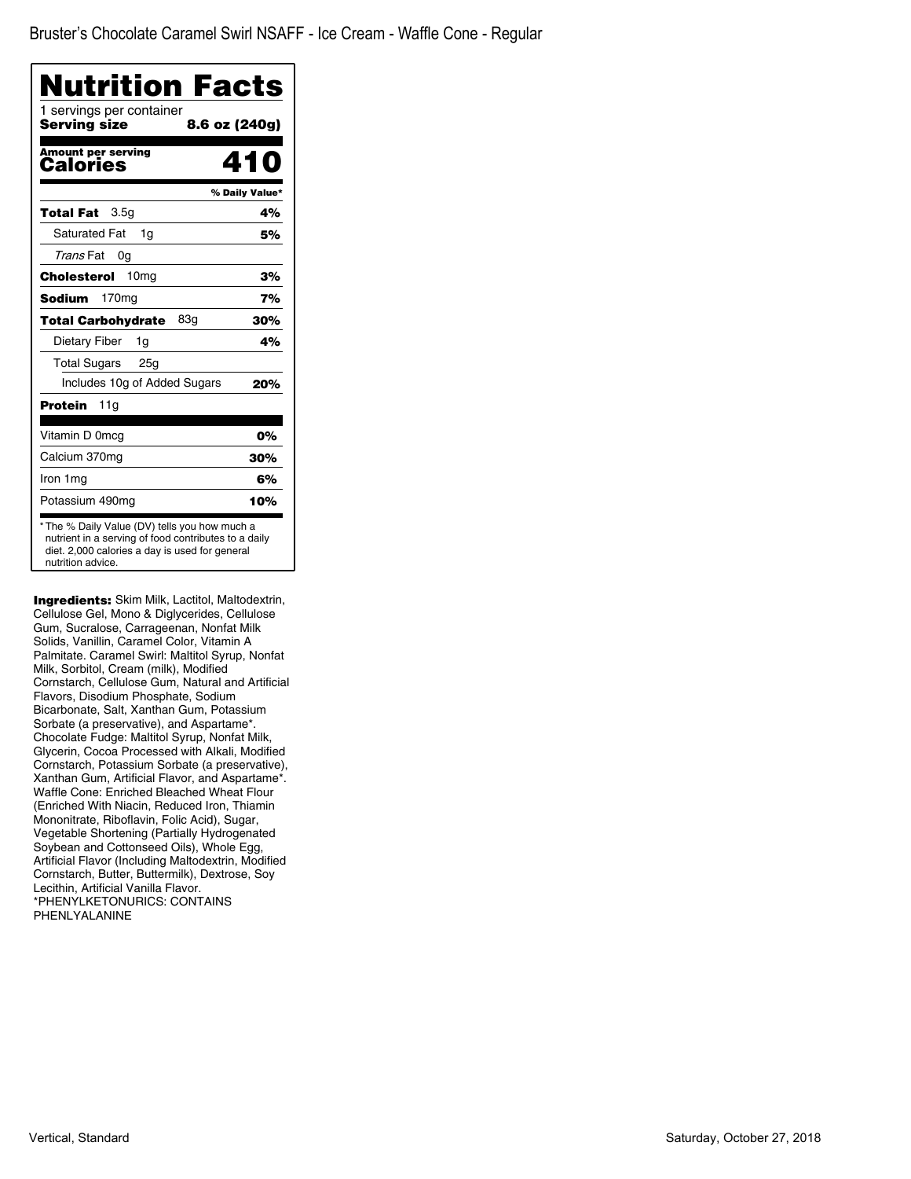Bruster's Chocolate Caramel Swirl NSAFF - Ice Cream - Waffle Cone - Regular

# Nutrition Facts

1 servings per container

**Serving size** **8.6 oz (240g)**

**Amount per serving**

**Calories** **410**

| | % Daily Value* |
|---|---|
| **Total Fat** 3.5g | **4%** |
| Saturated Fat 1g | **5%** |
| *Trans* Fat 0g | |
| **Cholesterol** 10mg | **3%** |
| **Sodium** 170mg | **7%** |
| **Total Carbohydrate** 83g | **30%** |
| Dietary Fiber 1g | **4%** |
| Total Sugars 25g | |
| Includes 10g of Added Sugars | **20%** |
| **Protein** 11g | |
| Vitamin D 0mcg | **0%** |
| Calcium 370mg | **30%** |
| Iron 1mg | **6%** |
| Potassium 490mg | **10%** |

* The % Daily Value (DV) tells you how much a nutrient in a serving of food contributes to a daily diet. 2,000 calories a day is used for general nutrition advice.

**Ingredients:** Skim Milk, Lactitol, Maltodextrin, Cellulose Gel, Mono & Diglycerides, Cellulose Gum, Sucralose, Carrageenan, Nonfat Milk Solids, Vanillin, Caramel Color, Vitamin A Palmitate. Caramel Swirl: Maltitol Syrup, Nonfat Milk, Sorbitol, Cream (milk), Modified Cornstarch, Cellulose Gum, Natural and Artificial Flavors, Disodium Phosphate, Sodium Bicarbonate, Salt, Xanthan Gum, Potassium Sorbate (a preservative), and Aspartame*. Chocolate Fudge: Maltitol Syrup, Nonfat Milk, Glycerin, Cocoa Processed with Alkali, Modified Cornstarch, Potassium Sorbate (a preservative), Xanthan Gum, Artificial Flavor, and Aspartame*. Waffle Cone: Enriched Bleached Wheat Flour (Enriched With Niacin, Reduced Iron, Thiamin Mononitrate, Riboflavin, Folic Acid), Sugar, Vegetable Shortening (Partially Hydrogenated Soybean and Cottonseed Oils), Whole Egg, Artificial Flavor (Including Maltodextrin, Modified Cornstarch, Butter, Buttermilk), Dextrose, Soy Lecithin, Artificial Vanilla Flavor. *PHENYLKETONURICS: CONTAINS PHENLYALANINE

Vertical, Standard

Saturday, October 27, 2018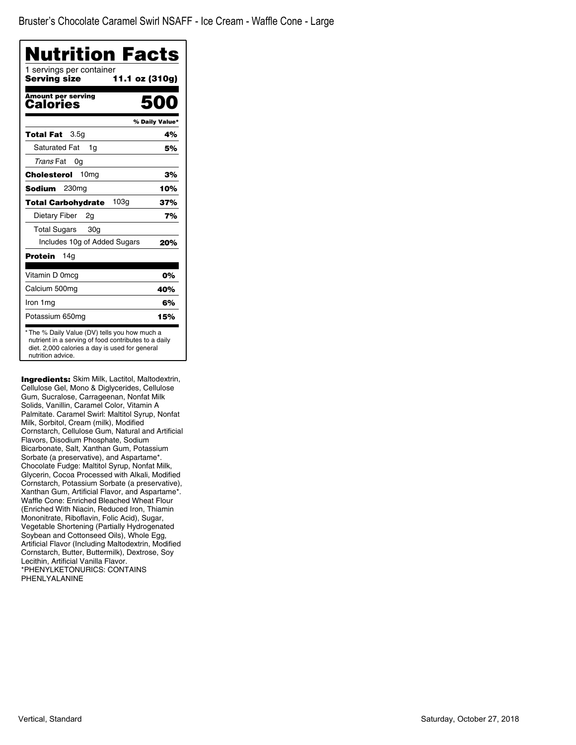Bruster's Chocolate Caramel Swirl NSAFF - Ice Cream - Waffle Cone - Large

# Nutrition Facts

1 servings per container
**Serving size** **11.1 oz (310g)**

**Amount per serving**
**Calories** **500**

| | % Daily Value* |
|---|---|
| **Total Fat** 3.5g | **4%** |
| Saturated Fat 1g | **5%** |
| *Trans* Fat 0g | |
| **Cholesterol** 10mg | **3%** |
| **Sodium** 230mg | **10%** |
| **Total Carbohydrate** 103g | **37%** |
| Dietary Fiber 2g | **7%** |
| Total Sugars 30g | |
| Includes 10g of Added Sugars | **20%** |
| **Protein** 14g | |
| Vitamin D 0mcg | **0%** |
| Calcium 500mg | **40%** |
| Iron 1mg | **6%** |
| Potassium 650mg | **15%** |

* The % Daily Value (DV) tells you how much a nutrient in a serving of food contributes to a daily diet. 2,000 calories a day is used for general nutrition advice.

**Ingredients:** Skim Milk, Lactitol, Maltodextrin, Cellulose Gel, Mono & Diglycerides, Cellulose Gum, Sucralose, Carrageenan, Nonfat Milk Solids, Vanillin, Caramel Color, Vitamin A Palmitate. Caramel Swirl: Maltitol Syrup, Nonfat Milk, Sorbitol, Cream (milk), Modified Cornstarch, Cellulose Gum, Natural and Artificial Flavors, Disodium Phosphate, Sodium Bicarbonate, Salt, Xanthan Gum, Potassium Sorbate (a preservative), and Aspartame*. Chocolate Fudge: Maltitol Syrup, Nonfat Milk, Glycerin, Cocoa Processed with Alkali, Modified Cornstarch, Potassium Sorbate (a preservative), Xanthan Gum, Artificial Flavor, and Aspartame*. Waffle Cone: Enriched Bleached Wheat Flour (Enriched With Niacin, Reduced Iron, Thiamin Mononitrate, Riboflavin, Folic Acid), Sugar, Vegetable Shortening (Partially Hydrogenated Soybean and Cottonseed Oils), Whole Egg, Artificial Flavor (Including Maltodextrin, Modified Cornstarch, Butter, Buttermilk), Dextrose, Soy Lecithin, Artificial Vanilla Flavor. *PHENYLKETONURICS: CONTAINS PHENLYALANINE

Vertical, Standard

Saturday, October 27, 2018